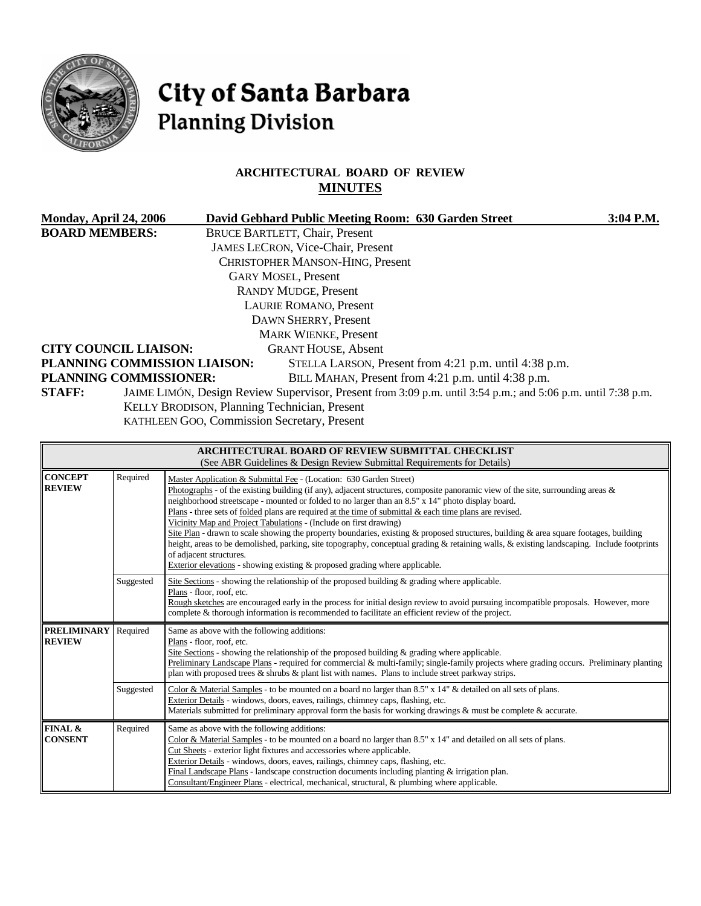# City of Santa Barbara
## Planning Division

### ARCHITECTURAL BOARD OF REVIEW
### MINUTES

**Monday, April 24, 2006** **David Gebhard Public Meeting Room: 630 Garden Street** **3:04 P.M.**

**BOARD MEMBERS:**
BRUCE BARTLETT, Chair, Present
JAMES LECRON, Vice-Chair, Present
CHRISTOPHER MANSON-HING, Present
GARY MOSEL, Present
RANDY MUDGE, Present
LAURIE ROMANO, Present
DAWN SHERRY, Present
MARK WIENKE, Present

**CITY COUNCIL LIAISON:** GRANT HOUSE, Absent
**PLANNING COMMISSION LIAISON:** STELLA LARSON, Present from 4:21 p.m. until 4:38 p.m.
**PLANNING COMMISSIONER:** BILL MAHAN, Present from 4:21 p.m. until 4:38 p.m.
**STAFF:** JAIME LIMÓN, Design Review Supervisor, Present from 3:09 p.m. until 3:54 p.m.; and 5:06 p.m. until 7:38 p.m.
KELLY BRODISON, Planning Technician, Present
KATHLEEN GOO, Commission Secretary, Present

| ARCHITECTURAL BOARD OF REVIEW SUBMITTAL CHECKLIST (See ABR Guidelines & Design Review Submittal Requirements for Details) | | |
|---|---|---|
| **CONCEPT REVIEW** | Required | Master Application & Submittal Fee - (Location: 630 Garden Street)<br>Photographs - of the existing building (if any), adjacent structures, composite panoramic view of the site, surrounding areas & neighborhood streetscape - mounted or folded to no larger than an 8.5" x 14" photo display board.<br>Plans - three sets of folded plans are required at the time of submittal & each time plans are revised.<br>Vicinity Map and Project Tabulations - (Include on first drawing)<br>Site Plan - drawn to scale showing the property boundaries, existing & proposed structures, building & area square footages, building height, areas to be demolished, parking, site topography, conceptual grading & retaining walls, & existing landscaping. Include footprints of adjacent structures.<br>Exterior elevations - showing existing & proposed grading where applicable. |
| | Suggested | Site Sections - showing the relationship of the proposed building & grading where applicable.<br>Plans - floor, roof, etc.<br>Rough sketches are encouraged early in the process for initial design review to avoid pursuing incompatible proposals. However, more complete & thorough information is recommended to facilitate an efficient review of the project. |
| **PRELIMINARY REVIEW** | Required | Same as above with the following additions:<br>Plans - floor, roof, etc.<br>Site Sections - showing the relationship of the proposed building & grading where applicable.<br>Preliminary Landscape Plans - required for commercial & multi-family; single-family projects where grading occurs. Preliminary planting plan with proposed trees & shrubs & plant list with names. Plans to include street parkway strips. |
| | Suggested | Color & Material Samples - to be mounted on a board no larger than 8.5" x 14" & detailed on all sets of plans.<br>Exterior Details - windows, doors, eaves, railings, chimney caps, flashing, etc.<br>Materials submitted for preliminary approval form the basis for working drawings & must be complete & accurate. |
| **FINAL & CONSENT** | Required | Same as above with the following additions:<br>Color & Material Samples - to be mounted on a board no larger than 8.5" x 14" and detailed on all sets of plans.<br>Cut Sheets - exterior light fixtures and accessories where applicable.<br>Exterior Details - windows, doors, eaves, railings, chimney caps, flashing, etc.<br>Final Landscape Plans - landscape construction documents including planting & irrigation plan.<br>Consultant/Engineer Plans - electrical, mechanical, structural, & plumbing where applicable. |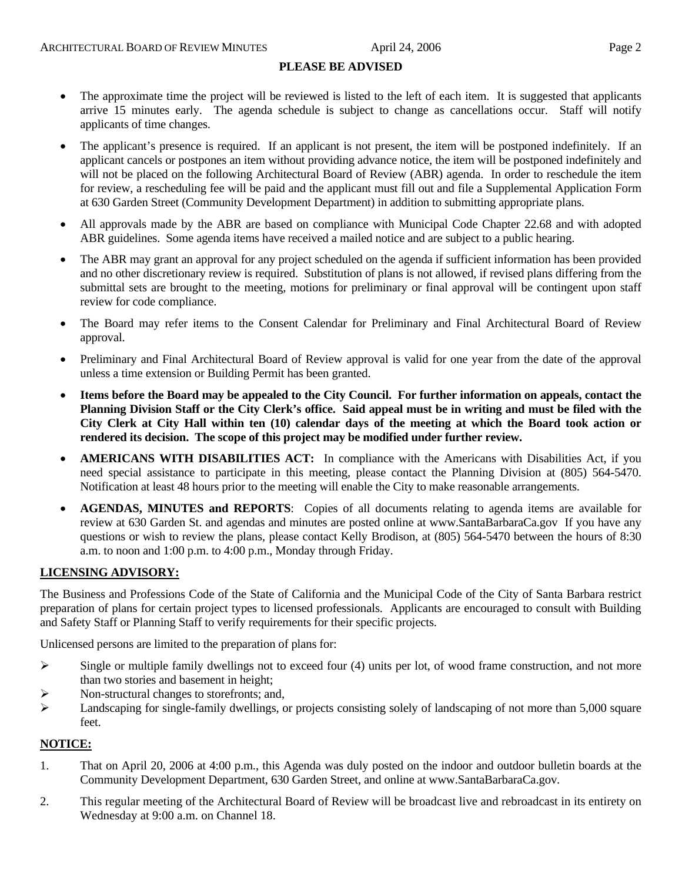## PLEASE BE ADVISED

- The approximate time the project will be reviewed is listed to the left of each item. It is suggested that applicants arrive 15 minutes early. The agenda schedule is subject to change as cancellations occur. Staff will notify applicants of time changes.
- The applicant's presence is required. If an applicant is not present, the item will be postponed indefinitely. If an applicant cancels or postpones an item without providing advance notice, the item will be postponed indefinitely and will not be placed on the following Architectural Board of Review (ABR) agenda. In order to reschedule the item for review, a rescheduling fee will be paid and the applicant must fill out and file a Supplemental Application Form at 630 Garden Street (Community Development Department) in addition to submitting appropriate plans.
- All approvals made by the ABR are based on compliance with Municipal Code Chapter 22.68 and with adopted ABR guidelines. Some agenda items have received a mailed notice and are subject to a public hearing.
- The ABR may grant an approval for any project scheduled on the agenda if sufficient information has been provided and no other discretionary review is required. Substitution of plans is not allowed, if revised plans differing from the submittal sets are brought to the meeting, motions for preliminary or final approval will be contingent upon staff review for code compliance.
- The Board may refer items to the Consent Calendar for Preliminary and Final Architectural Board of Review approval.
- Preliminary and Final Architectural Board of Review approval is valid for one year from the date of the approval unless a time extension or Building Permit has been granted.
- **Items before the Board may be appealed to the City Council. For further information on appeals, contact the Planning Division Staff or the City Clerk's office. Said appeal must be in writing and must be filed with the City Clerk at City Hall within ten (10) calendar days of the meeting at which the Board took action or rendered its decision. The scope of this project may be modified under further review.**
- **AMERICANS WITH DISABILITIES ACT:** In compliance with the Americans with Disabilities Act, if you need special assistance to participate in this meeting, please contact the Planning Division at (805) 564-5470. Notification at least 48 hours prior to the meeting will enable the City to make reasonable arrangements.
- **AGENDAS, MINUTES and REPORTS**: Copies of all documents relating to agenda items are available for review at 630 Garden St. and agendas and minutes are posted online at www.SantaBarbaraCa.gov If you have any questions or wish to review the plans, please contact Kelly Brodison, at (805) 564-5470 between the hours of 8:30 a.m. to noon and 1:00 p.m. to 4:00 p.m., Monday through Friday.

## LICENSING ADVISORY:

The Business and Professions Code of the State of California and the Municipal Code of the City of Santa Barbara restrict preparation of plans for certain project types to licensed professionals. Applicants are encouraged to consult with Building and Safety Staff or Planning Staff to verify requirements for their specific projects.

Unlicensed persons are limited to the preparation of plans for:

- Single or multiple family dwellings not to exceed four (4) units per lot, of wood frame construction, and not more than two stories and basement in height;
- Non-structural changes to storefronts; and,
- Landscaping for single-family dwellings, or projects consisting solely of landscaping of not more than 5,000 square feet.

## NOTICE:

1. That on April 20, 2006 at 4:00 p.m., this Agenda was duly posted on the indoor and outdoor bulletin boards at the Community Development Department, 630 Garden Street, and online at www.SantaBarbaraCa.gov.
2. This regular meeting of the Architectural Board of Review will be broadcast live and rebroadcast in its entirety on Wednesday at 9:00 a.m. on Channel 18.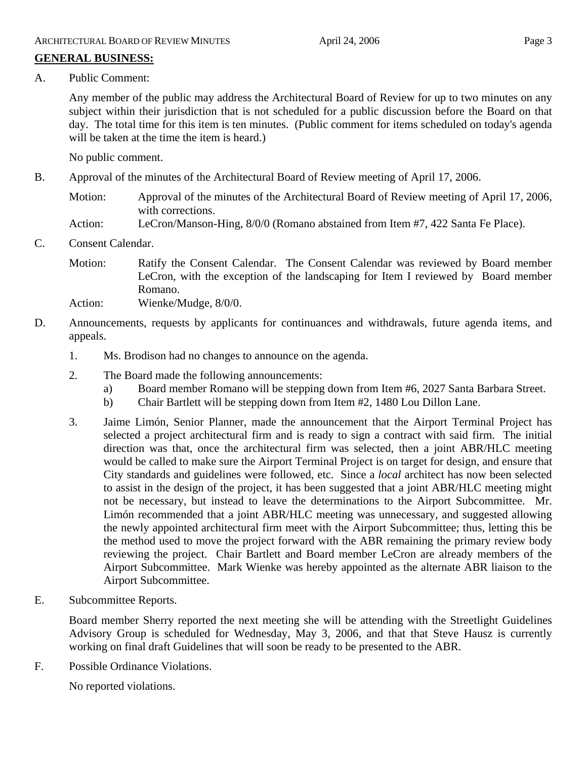## GENERAL BUSINESS:

A. Public Comment:

Any member of the public may address the Architectural Board of Review for up to two minutes on any subject within their jurisdiction that is not scheduled for a public discussion before the Board on that day. The total time for this item is ten minutes. (Public comment for items scheduled on today's agenda will be taken at the time the item is heard.)

No public comment.

B. Approval of the minutes of the Architectural Board of Review meeting of April 17, 2006.

Motion: Approval of the minutes of the Architectural Board of Review meeting of April 17, 2006, with corrections.

Action: LeCron/Manson-Hing, 8/0/0 (Romano abstained from Item #7, 422 Santa Fe Place).

C. Consent Calendar.

Motion: Ratify the Consent Calendar. The Consent Calendar was reviewed by Board member LeCron, with the exception of the landscaping for Item I reviewed by Board member Romano.

Action: Wienke/Mudge, 8/0/0.

D. Announcements, requests by applicants for continuances and withdrawals, future agenda items, and appeals.

1. Ms. Brodison had no changes to announce on the agenda.
2. The Board made the following announcements:
   a) Board member Romano will be stepping down from Item #6, 2027 Santa Barbara Street.
   b) Chair Bartlett will be stepping down from Item #2, 1480 Lou Dillon Lane.
3. Jaime Limón, Senior Planner, made the announcement that the Airport Terminal Project has selected a project architectural firm and is ready to sign a contract with said firm. The initial direction was that, once the architectural firm was selected, then a joint ABR/HLC meeting would be called to make sure the Airport Terminal Project is on target for design, and ensure that City standards and guidelines were followed, etc. Since a *local* architect has now been selected to assist in the design of the project, it has been suggested that a joint ABR/HLC meeting might not be necessary, but instead to leave the determinations to the Airport Subcommittee. Mr. Limón recommended that a joint ABR/HLC meeting was unnecessary, and suggested allowing the newly appointed architectural firm meet with the Airport Subcommittee; thus, letting this be the method used to move the project forward with the ABR remaining the primary review body reviewing the project. Chair Bartlett and Board member LeCron are already members of the Airport Subcommittee. Mark Wienke was hereby appointed as the alternate ABR liaison to the Airport Subcommittee.

E. Subcommittee Reports.

Board member Sherry reported the next meeting she will be attending with the Streetlight Guidelines Advisory Group is scheduled for Wednesday, May 3, 2006, and that that Steve Hausz is currently working on final draft Guidelines that will soon be ready to be presented to the ABR.

F. Possible Ordinance Violations.

No reported violations.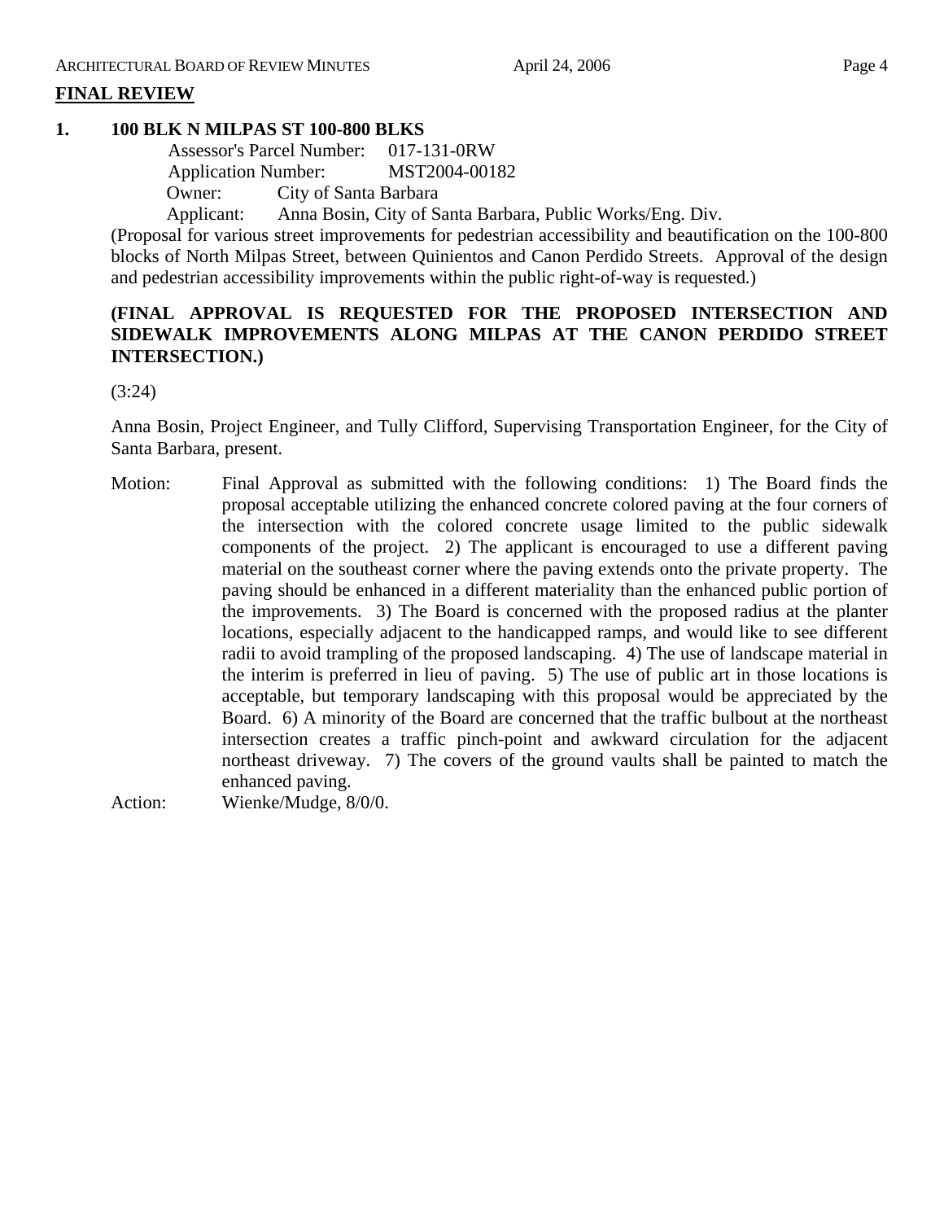## FINAL REVIEW

### 1. 100 BLK N MILPAS ST 100-800 BLKS

Assessor's Parcel Number: 017-131-0RW
Application Number: MST2004-00182
Owner: City of Santa Barbara
Applicant: Anna Bosin, City of Santa Barbara, Public Works/Eng. Div.

(Proposal for various street improvements for pedestrian accessibility and beautification on the 100-800 blocks of North Milpas Street, between Quinientos and Canon Perdido Streets. Approval of the design and pedestrian accessibility improvements within the public right-of-way is requested.)

**(FINAL APPROVAL IS REQUESTED FOR THE PROPOSED INTERSECTION AND SIDEWALK IMPROVEMENTS ALONG MILPAS AT THE CANON PERDIDO STREET INTERSECTION.)**

(3:24)

Anna Bosin, Project Engineer, and Tully Clifford, Supervising Transportation Engineer, for the City of Santa Barbara, present.

Motion: Final Approval as submitted with the following conditions: 1) The Board finds the proposal acceptable utilizing the enhanced concrete colored paving at the four corners of the intersection with the colored concrete usage limited to the public sidewalk components of the project. 2) The applicant is encouraged to use a different paving material on the southeast corner where the paving extends onto the private property. The paving should be enhanced in a different materiality than the enhanced public portion of the improvements. 3) The Board is concerned with the proposed radius at the planter locations, especially adjacent to the handicapped ramps, and would like to see different radii to avoid trampling of the proposed landscaping. 4) The use of landscape material in the interim is preferred in lieu of paving. 5) The use of public art in those locations is acceptable, but temporary landscaping with this proposal would be appreciated by the Board. 6) A minority of the Board are concerned that the traffic bulbout at the northeast intersection creates a traffic pinch-point and awkward circulation for the adjacent northeast driveway. 7) The covers of the ground vaults shall be painted to match the enhanced paving.

Action: Wienke/Mudge, 8/0/0.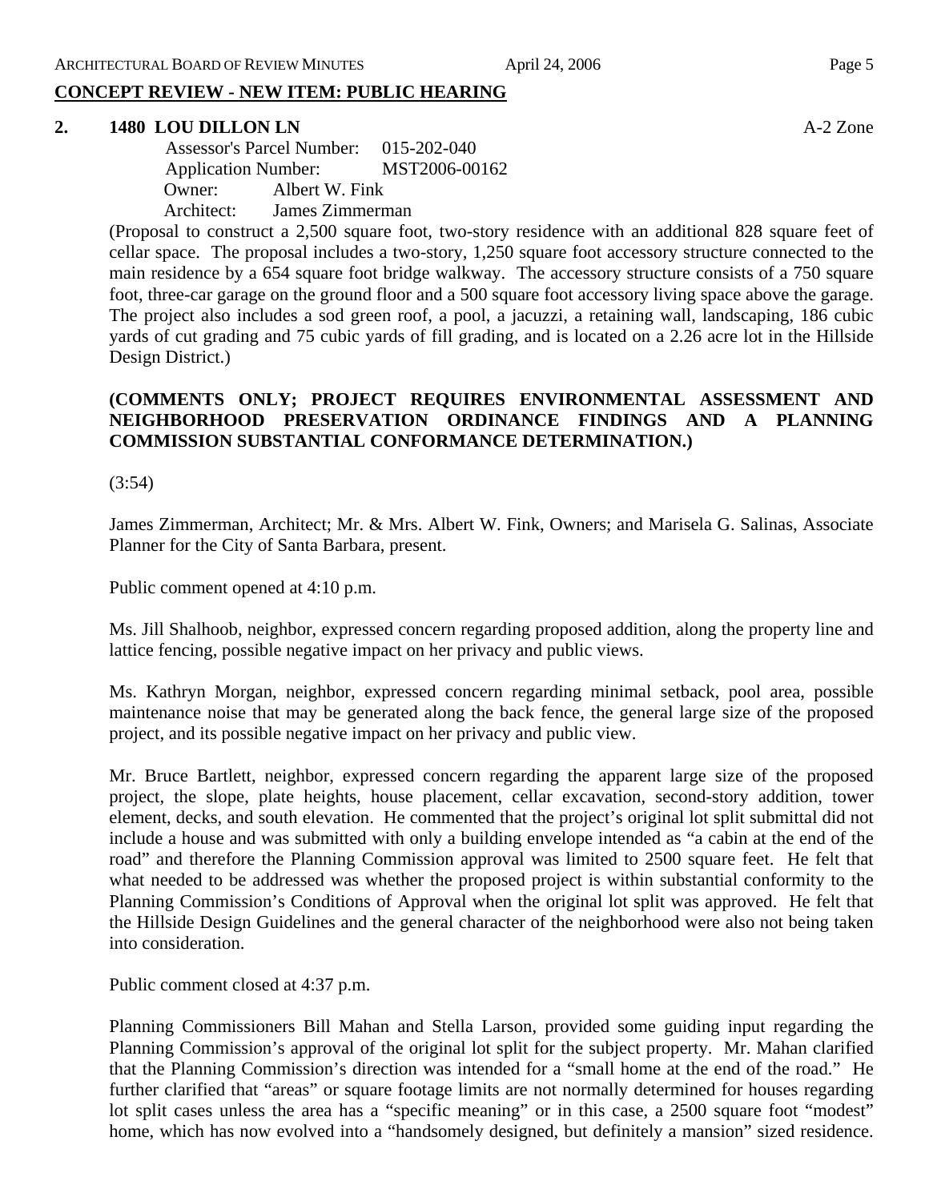## CONCEPT REVIEW - NEW ITEM: PUBLIC HEARING

**2. 1480 LOU DILLON LN** A-2 Zone

Assessor's Parcel Number: 015-202-040
Application Number: MST2006-00162
Owner: Albert W. Fink
Architect: James Zimmerman

(Proposal to construct a 2,500 square foot, two-story residence with an additional 828 square feet of cellar space. The proposal includes a two-story, 1,250 square foot accessory structure connected to the main residence by a 654 square foot bridge walkway. The accessory structure consists of a 750 square foot, three-car garage on the ground floor and a 500 square foot accessory living space above the garage. The project also includes a sod green roof, a pool, a jacuzzi, a retaining wall, landscaping, 186 cubic yards of cut grading and 75 cubic yards of fill grading, and is located on a 2.26 acre lot in the Hillside Design District.)

**(COMMENTS ONLY; PROJECT REQUIRES ENVIRONMENTAL ASSESSMENT AND NEIGHBORHOOD PRESERVATION ORDINANCE FINDINGS AND A PLANNING COMMISSION SUBSTANTIAL CONFORMANCE DETERMINATION.)**

(3:54)

James Zimmerman, Architect; Mr. & Mrs. Albert W. Fink, Owners; and Marisela G. Salinas, Associate Planner for the City of Santa Barbara, present.

Public comment opened at 4:10 p.m.

Ms. Jill Shalhoob, neighbor, expressed concern regarding proposed addition, along the property line and lattice fencing, possible negative impact on her privacy and public views.

Ms. Kathryn Morgan, neighbor, expressed concern regarding minimal setback, pool area, possible maintenance noise that may be generated along the back fence, the general large size of the proposed project, and its possible negative impact on her privacy and public view.

Mr. Bruce Bartlett, neighbor, expressed concern regarding the apparent large size of the proposed project, the slope, plate heights, house placement, cellar excavation, second-story addition, tower element, decks, and south elevation. He commented that the project's original lot split submittal did not include a house and was submitted with only a building envelope intended as "a cabin at the end of the road" and therefore the Planning Commission approval was limited to 2500 square feet. He felt that what needed to be addressed was whether the proposed project is within substantial conformity to the Planning Commission's Conditions of Approval when the original lot split was approved. He felt that the Hillside Design Guidelines and the general character of the neighborhood were also not being taken into consideration.

Public comment closed at 4:37 p.m.

Planning Commissioners Bill Mahan and Stella Larson, provided some guiding input regarding the Planning Commission's approval of the original lot split for the subject property. Mr. Mahan clarified that the Planning Commission's direction was intended for a "small home at the end of the road." He further clarified that "areas" or square footage limits are not normally determined for houses regarding lot split cases unless the area has a "specific meaning" or in this case, a 2500 square foot "modest" home, which has now evolved into a "handsomely designed, but definitely a mansion" sized residence.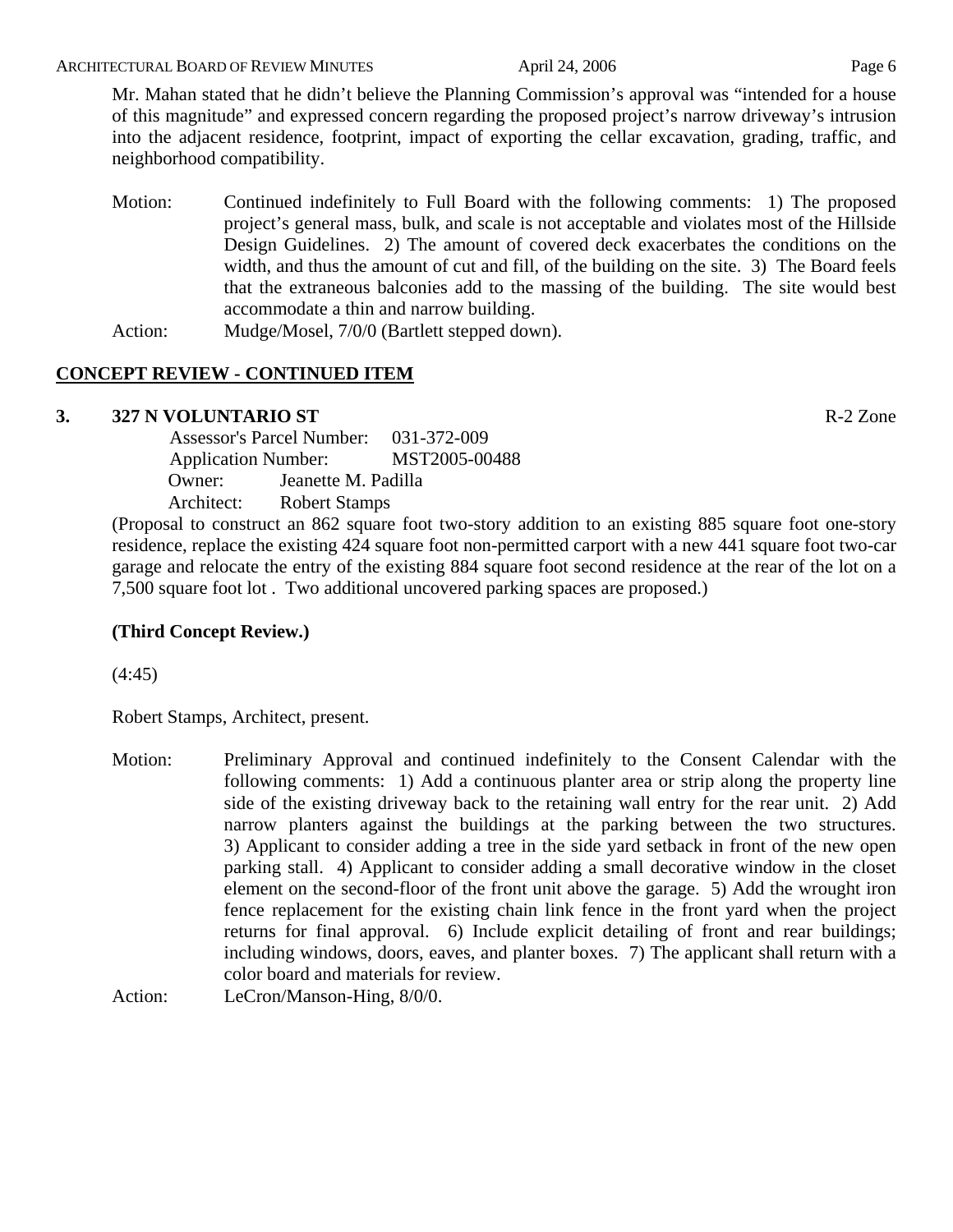Mr. Mahan stated that he didn't believe the Planning Commission's approval was "intended for a house of this magnitude" and expressed concern regarding the proposed project's narrow driveway's intrusion into the adjacent residence, footprint, impact of exporting the cellar excavation, grading, traffic, and neighborhood compatibility.

Motion: Continued indefinitely to Full Board with the following comments: 1) The proposed project's general mass, bulk, and scale is not acceptable and violates most of the Hillside Design Guidelines. 2) The amount of covered deck exacerbates the conditions on the width, and thus the amount of cut and fill, of the building on the site. 3) The Board feels that the extraneous balconies add to the massing of the building. The site would best accommodate a thin and narrow building.

Action: Mudge/Mosel, 7/0/0 (Bartlett stepped down).

## CONCEPT REVIEW - CONTINUED ITEM

### 3. 327 N VOLUNTARIO ST — R-2 Zone

Assessor's Parcel Number: 031-372-009
Application Number: MST2005-00488
Owner: Jeanette M. Padilla
Architect: Robert Stamps

(Proposal to construct an 862 square foot two-story addition to an existing 885 square foot one-story residence, replace the existing 424 square foot non-permitted carport with a new 441 square foot two-car garage and relocate the entry of the existing 884 square foot second residence at the rear of the lot on a 7,500 square foot lot . Two additional uncovered parking spaces are proposed.)

**(Third Concept Review.)**

(4:45)

Robert Stamps, Architect, present.

Motion: Preliminary Approval and continued indefinitely to the Consent Calendar with the following comments: 1) Add a continuous planter area or strip along the property line side of the existing driveway back to the retaining wall entry for the rear unit. 2) Add narrow planters against the buildings at the parking between the two structures. 3) Applicant to consider adding a tree in the side yard setback in front of the new open parking stall. 4) Applicant to consider adding a small decorative window in the closet element on the second-floor of the front unit above the garage. 5) Add the wrought iron fence replacement for the existing chain link fence in the front yard when the project returns for final approval. 6) Include explicit detailing of front and rear buildings; including windows, doors, eaves, and planter boxes. 7) The applicant shall return with a color board and materials for review.

Action: LeCron/Manson-Hing, 8/0/0.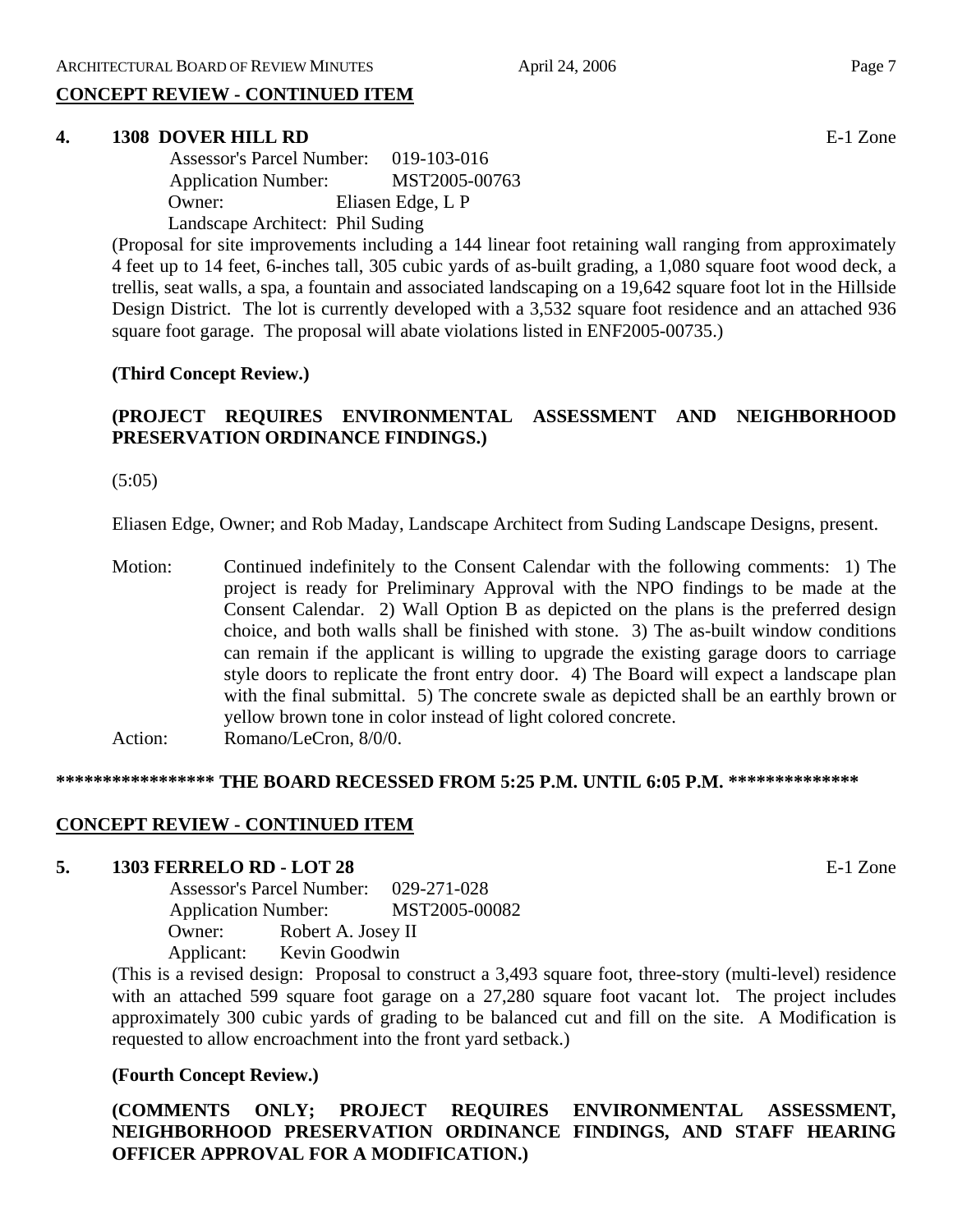## CONCEPT REVIEW - CONTINUED ITEM

**4. 1308 DOVER HILL RD** E-1 Zone

Assessor's Parcel Number: 019-103-016
Application Number: MST2005-00763
Owner: Eliasen Edge, L P
Landscape Architect: Phil Suding

(Proposal for site improvements including a 144 linear foot retaining wall ranging from approximately 4 feet up to 14 feet, 6-inches tall, 305 cubic yards of as-built grading, a 1,080 square foot wood deck, a trellis, seat walls, a spa, a fountain and associated landscaping on a 19,642 square foot lot in the Hillside Design District. The lot is currently developed with a 3,532 square foot residence and an attached 936 square foot garage. The proposal will abate violations listed in ENF2005-00735.)

**(Third Concept Review.)**

**(PROJECT REQUIRES ENVIRONMENTAL ASSESSMENT AND NEIGHBORHOOD PRESERVATION ORDINANCE FINDINGS.)**

(5:05)

Eliasen Edge, Owner; and Rob Maday, Landscape Architect from Suding Landscape Designs, present.

Motion: Continued indefinitely to the Consent Calendar with the following comments: 1) The project is ready for Preliminary Approval with the NPO findings to be made at the Consent Calendar. 2) Wall Option B as depicted on the plans is the preferred design choice, and both walls shall be finished with stone. 3) The as-built window conditions can remain if the applicant is willing to upgrade the existing garage doors to carriage style doors to replicate the front entry door. 4) The Board will expect a landscape plan with the final submittal. 5) The concrete swale as depicted shall be an earthly brown or yellow brown tone in color instead of light colored concrete.

Action: Romano/LeCron, 8/0/0.

**\*\*\*\*\*\*\*\*\*\*\*\*\*\*\*\*\* THE BOARD RECESSED FROM 5:25 P.M. UNTIL 6:05 P.M. \*\*\*\*\*\*\*\*\*\*\*\*\*\***

## CONCEPT REVIEW - CONTINUED ITEM

**5. 1303 FERRELO RD - LOT 28** E-1 Zone

Assessor's Parcel Number: 029-271-028
Application Number: MST2005-00082
Owner: Robert A. Josey II
Applicant: Kevin Goodwin

(This is a revised design: Proposal to construct a 3,493 square foot, three-story (multi-level) residence with an attached 599 square foot garage on a 27,280 square foot vacant lot. The project includes approximately 300 cubic yards of grading to be balanced cut and fill on the site. A Modification is requested to allow encroachment into the front yard setback.)

**(Fourth Concept Review.)**

**(COMMENTS ONLY; PROJECT REQUIRES ENVIRONMENTAL ASSESSMENT, NEIGHBORHOOD PRESERVATION ORDINANCE FINDINGS, AND STAFF HEARING OFFICER APPROVAL FOR A MODIFICATION.)**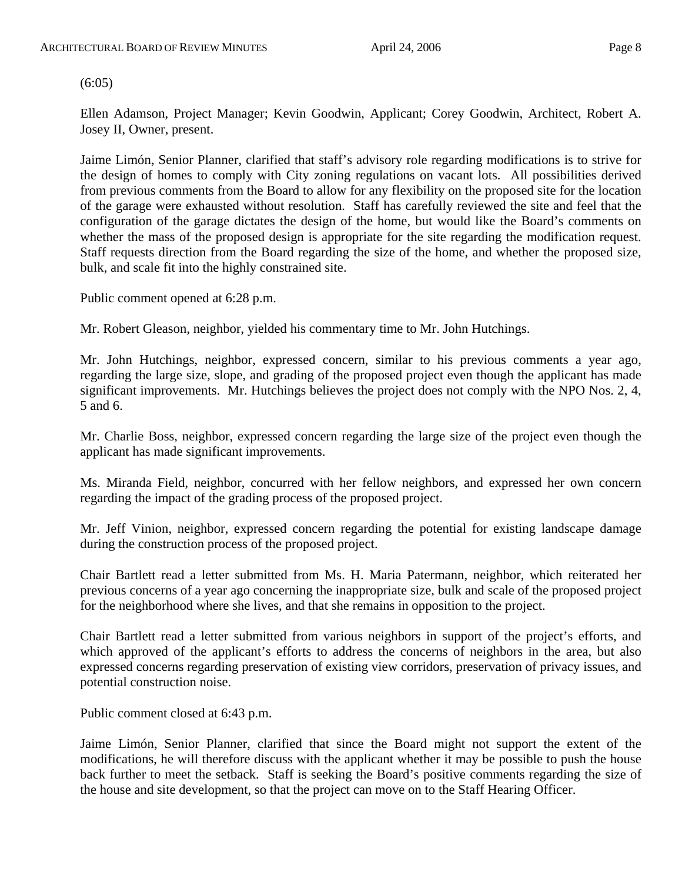(6:05)

Ellen Adamson, Project Manager; Kevin Goodwin, Applicant; Corey Goodwin, Architect, Robert A. Josey II, Owner, present.

Jaime Limón, Senior Planner, clarified that staff's advisory role regarding modifications is to strive for the design of homes to comply with City zoning regulations on vacant lots. All possibilities derived from previous comments from the Board to allow for any flexibility on the proposed site for the location of the garage were exhausted without resolution. Staff has carefully reviewed the site and feel that the configuration of the garage dictates the design of the home, but would like the Board's comments on whether the mass of the proposed design is appropriate for the site regarding the modification request. Staff requests direction from the Board regarding the size of the home, and whether the proposed size, bulk, and scale fit into the highly constrained site.

Public comment opened at 6:28 p.m.

Mr. Robert Gleason, neighbor, yielded his commentary time to Mr. John Hutchings.

Mr. John Hutchings, neighbor, expressed concern, similar to his previous comments a year ago, regarding the large size, slope, and grading of the proposed project even though the applicant has made significant improvements. Mr. Hutchings believes the project does not comply with the NPO Nos. 2, 4, 5 and 6.

Mr. Charlie Boss, neighbor, expressed concern regarding the large size of the project even though the applicant has made significant improvements.

Ms. Miranda Field, neighbor, concurred with her fellow neighbors, and expressed her own concern regarding the impact of the grading process of the proposed project.

Mr. Jeff Vinion, neighbor, expressed concern regarding the potential for existing landscape damage during the construction process of the proposed project.

Chair Bartlett read a letter submitted from Ms. H. Maria Patermann, neighbor, which reiterated her previous concerns of a year ago concerning the inappropriate size, bulk and scale of the proposed project for the neighborhood where she lives, and that she remains in opposition to the project.

Chair Bartlett read a letter submitted from various neighbors in support of the project's efforts, and which approved of the applicant's efforts to address the concerns of neighbors in the area, but also expressed concerns regarding preservation of existing view corridors, preservation of privacy issues, and potential construction noise.

Public comment closed at 6:43 p.m.

Jaime Limón, Senior Planner, clarified that since the Board might not support the extent of the modifications, he will therefore discuss with the applicant whether it may be possible to push the house back further to meet the setback. Staff is seeking the Board's positive comments regarding the size of the house and site development, so that the project can move on to the Staff Hearing Officer.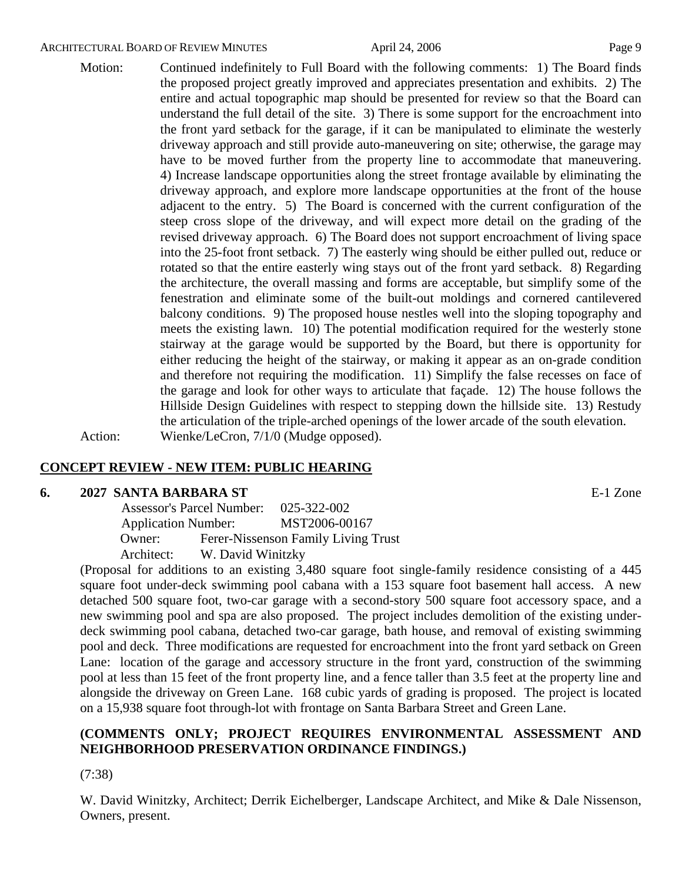Motion: Continued indefinitely to Full Board with the following comments: 1) The Board finds the proposed project greatly improved and appreciates presentation and exhibits. 2) The entire and actual topographic map should be presented for review so that the Board can understand the full detail of the site. 3) There is some support for the encroachment into the front yard setback for the garage, if it can be manipulated to eliminate the westerly driveway approach and still provide auto-maneuvering on site; otherwise, the garage may have to be moved further from the property line to accommodate that maneuvering. 4) Increase landscape opportunities along the street frontage available by eliminating the driveway approach, and explore more landscape opportunities at the front of the house adjacent to the entry. 5) The Board is concerned with the current configuration of the steep cross slope of the driveway, and will expect more detail on the grading of the revised driveway approach. 6) The Board does not support encroachment of living space into the 25-foot front setback. 7) The easterly wing should be either pulled out, reduce or rotated so that the entire easterly wing stays out of the front yard setback. 8) Regarding the architecture, the overall massing and forms are acceptable, but simplify some of the fenestration and eliminate some of the built-out moldings and cornered cantilevered balcony conditions. 9) The proposed house nestles well into the sloping topography and meets the existing lawn. 10) The potential modification required for the westerly stone stairway at the garage would be supported by the Board, but there is opportunity for either reducing the height of the stairway, or making it appear as an on-grade condition and therefore not requiring the modification. 11) Simplify the false recesses on face of the garage and look for other ways to articulate that façade. 12) The house follows the Hillside Design Guidelines with respect to stepping down the hillside site. 13) Restudy the articulation of the triple-arched openings of the lower arcade of the south elevation.

Action: Wienke/LeCron, 7/1/0 (Mudge opposed).

## CONCEPT REVIEW - NEW ITEM: PUBLIC HEARING

### 6. 2027 SANTA BARBARA ST — E-1 Zone

Assessor's Parcel Number: 025-322-002
Application Number: MST2006-00167
Owner: Ferer-Nissenson Family Living Trust
Architect: W. David Winitzky

(Proposal for additions to an existing 3,480 square foot single-family residence consisting of a 445 square foot under-deck swimming pool cabana with a 153 square foot basement hall access. A new detached 500 square foot, two-car garage with a second-story 500 square foot accessory space, and a new swimming pool and spa are also proposed. The project includes demolition of the existing under-deck swimming pool cabana, detached two-car garage, bath house, and removal of existing swimming pool and deck. Three modifications are requested for encroachment into the front yard setback on Green Lane: location of the garage and accessory structure in the front yard, construction of the swimming pool at less than 15 feet of the front property line, and a fence taller than 3.5 feet at the property line and alongside the driveway on Green Lane. 168 cubic yards of grading is proposed. The project is located on a 15,938 square foot through-lot with frontage on Santa Barbara Street and Green Lane.

**(COMMENTS ONLY; PROJECT REQUIRES ENVIRONMENTAL ASSESSMENT AND NEIGHBORHOOD PRESERVATION ORDINANCE FINDINGS.)**

(7:38)

W. David Winitzky, Architect; Derrik Eichelberger, Landscape Architect, and Mike & Dale Nissenson, Owners, present.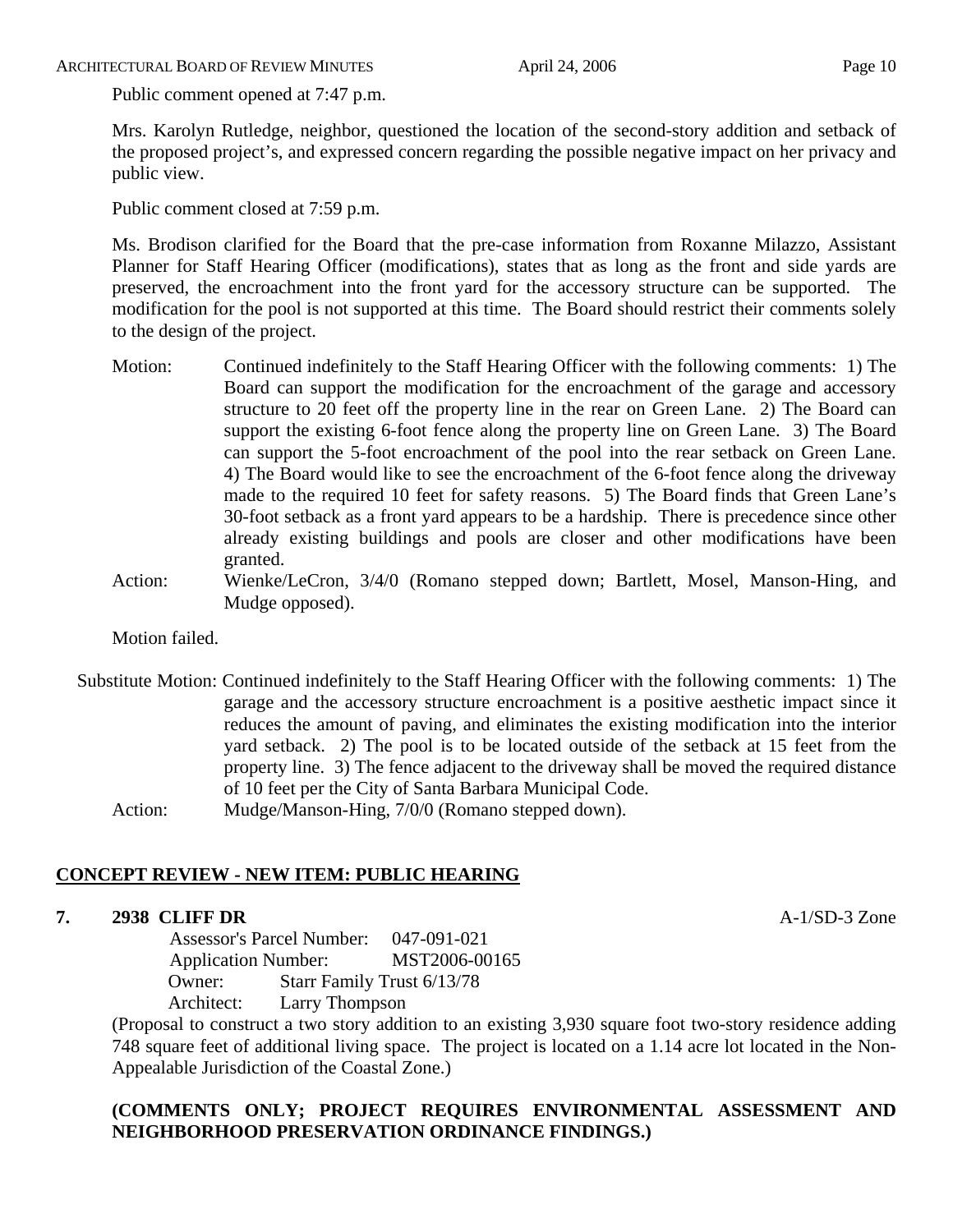Public comment opened at 7:47 p.m.

Mrs. Karolyn Rutledge, neighbor, questioned the location of the second-story addition and setback of the proposed project's, and expressed concern regarding the possible negative impact on her privacy and public view.

Public comment closed at 7:59 p.m.

Ms. Brodison clarified for the Board that the pre-case information from Roxanne Milazzo, Assistant Planner for Staff Hearing Officer (modifications), states that as long as the front and side yards are preserved, the encroachment into the front yard for the accessory structure can be supported. The modification for the pool is not supported at this time. The Board should restrict their comments solely to the design of the project.

Motion: Continued indefinitely to the Staff Hearing Officer with the following comments: 1) The Board can support the modification for the encroachment of the garage and accessory structure to 20 feet off the property line in the rear on Green Lane. 2) The Board can support the existing 6-foot fence along the property line on Green Lane. 3) The Board can support the 5-foot encroachment of the pool into the rear setback on Green Lane. 4) The Board would like to see the encroachment of the 6-foot fence along the driveway made to the required 10 feet for safety reasons. 5) The Board finds that Green Lane's 30-foot setback as a front yard appears to be a hardship. There is precedence since other already existing buildings and pools are closer and other modifications have been granted.

Action: Wienke/LeCron, 3/4/0 (Romano stepped down; Bartlett, Mosel, Manson-Hing, and Mudge opposed).

Motion failed.

Substitute Motion: Continued indefinitely to the Staff Hearing Officer with the following comments: 1) The garage and the accessory structure encroachment is a positive aesthetic impact since it reduces the amount of paving, and eliminates the existing modification into the interior yard setback. 2) The pool is to be located outside of the setback at 15 feet from the property line. 3) The fence adjacent to the driveway shall be moved the required distance of 10 feet per the City of Santa Barbara Municipal Code.

Action: Mudge/Manson-Hing, 7/0/0 (Romano stepped down).

## CONCEPT REVIEW - NEW ITEM: PUBLIC HEARING

**7. 2938 CLIFF DR** A-1/SD-3 Zone

Assessor's Parcel Number: 047-091-021
Application Number: MST2006-00165
Owner: Starr Family Trust 6/13/78
Architect: Larry Thompson

(Proposal to construct a two story addition to an existing 3,930 square foot two-story residence adding 748 square feet of additional living space. The project is located on a 1.14 acre lot located in the Non-Appealable Jurisdiction of the Coastal Zone.)

**(COMMENTS ONLY; PROJECT REQUIRES ENVIRONMENTAL ASSESSMENT AND NEIGHBORHOOD PRESERVATION ORDINANCE FINDINGS.)**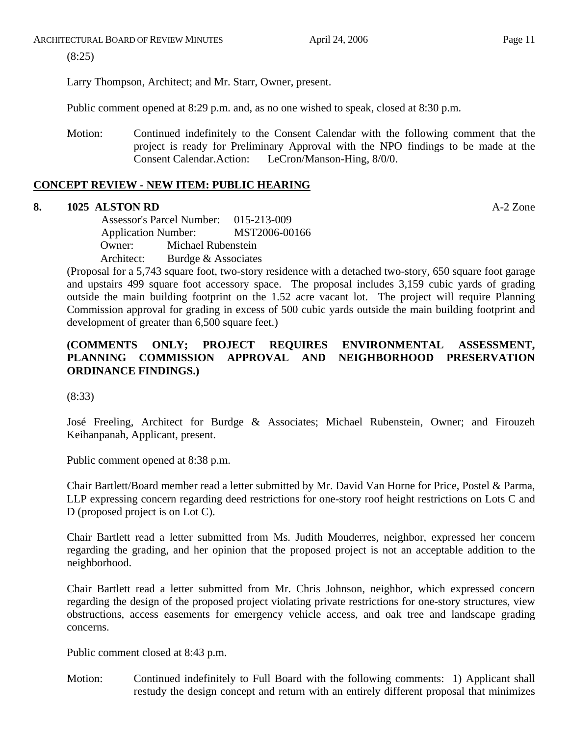(8:25)

Larry Thompson, Architect; and Mr. Starr, Owner, present.

Public comment opened at 8:29 p.m. and, as no one wished to speak, closed at 8:30 p.m.

Motion: Continued indefinitely to the Consent Calendar with the following comment that the project is ready for Preliminary Approval with the NPO findings to be made at the Consent Calendar.Action: LeCron/Manson-Hing, 8/0/0.

## CONCEPT REVIEW - NEW ITEM: PUBLIC HEARING

**8. 1025 ALSTON RD** A-2 Zone

Assessor's Parcel Number: 015-213-009
Application Number: MST2006-00166
Owner: Michael Rubenstein
Architect: Burdge & Associates

(Proposal for a 5,743 square foot, two-story residence with a detached two-story, 650 square foot garage and upstairs 499 square foot accessory space. The proposal includes 3,159 cubic yards of grading outside the main building footprint on the 1.52 acre vacant lot. The project will require Planning Commission approval for grading in excess of 500 cubic yards outside the main building footprint and development of greater than 6,500 square feet.)

**(COMMENTS ONLY; PROJECT REQUIRES ENVIRONMENTAL ASSESSMENT, PLANNING COMMISSION APPROVAL AND NEIGHBORHOOD PRESERVATION ORDINANCE FINDINGS.)**

(8:33)

José Freeling, Architect for Burdge & Associates; Michael Rubenstein, Owner; and Firouzeh Keihanpanah, Applicant, present.

Public comment opened at 8:38 p.m.

Chair Bartlett/Board member read a letter submitted by Mr. David Van Horne for Price, Postel & Parma, LLP expressing concern regarding deed restrictions for one-story roof height restrictions on Lots C and D (proposed project is on Lot C).

Chair Bartlett read a letter submitted from Ms. Judith Mouderres, neighbor, expressed her concern regarding the grading, and her opinion that the proposed project is not an acceptable addition to the neighborhood.

Chair Bartlett read a letter submitted from Mr. Chris Johnson, neighbor, which expressed concern regarding the design of the proposed project violating private restrictions for one-story structures, view obstructions, access easements for emergency vehicle access, and oak tree and landscape grading concerns.

Public comment closed at 8:43 p.m.

Motion: Continued indefinitely to Full Board with the following comments: 1) Applicant shall restudy the design concept and return with an entirely different proposal that minimizes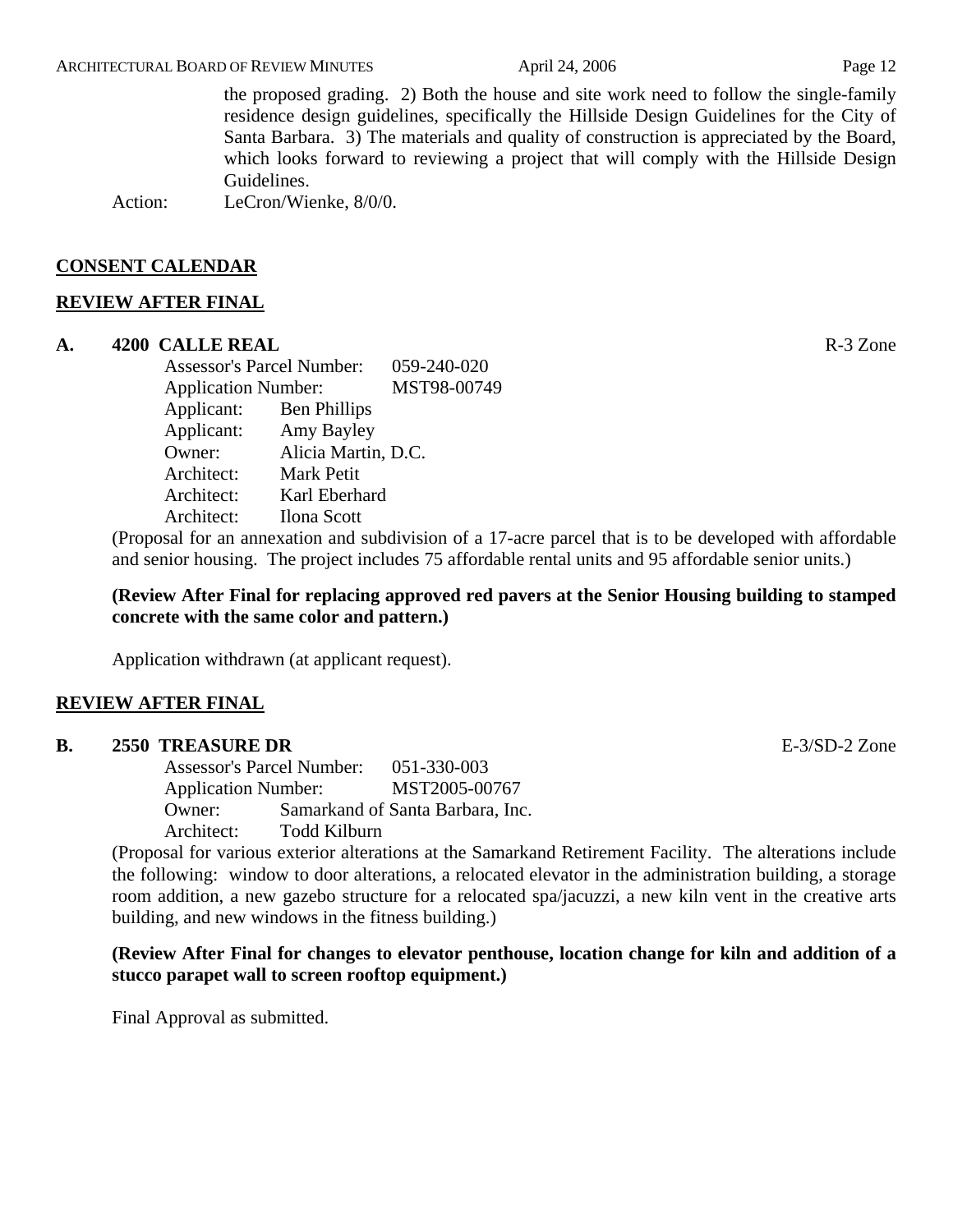the proposed grading. 2) Both the house and site work need to follow the single-family residence design guidelines, specifically the Hillside Design Guidelines for the City of Santa Barbara. 3) The materials and quality of construction is appreciated by the Board, which looks forward to reviewing a project that will comply with the Hillside Design Guidelines.

Action: LeCron/Wienke, 8/0/0.

## CONSENT CALENDAR

## REVIEW AFTER FINAL

### A. 4200 CALLE REAL — R-3 Zone

Assessor's Parcel Number: 059-240-020
Application Number: MST98-00749
Applicant: Ben Phillips
Applicant: Amy Bayley
Owner: Alicia Martin, D.C.
Architect: Mark Petit
Architect: Karl Eberhard
Architect: Ilona Scott

(Proposal for an annexation and subdivision of a 17-acre parcel that is to be developed with affordable and senior housing. The project includes 75 affordable rental units and 95 affordable senior units.)

**(Review After Final for replacing approved red pavers at the Senior Housing building to stamped concrete with the same color and pattern.)**

Application withdrawn (at applicant request).

## REVIEW AFTER FINAL

### B. 2550 TREASURE DR — E-3/SD-2 Zone

Assessor's Parcel Number: 051-330-003
Application Number: MST2005-00767
Owner: Samarkand of Santa Barbara, Inc.
Architect: Todd Kilburn

(Proposal for various exterior alterations at the Samarkand Retirement Facility. The alterations include the following: window to door alterations, a relocated elevator in the administration building, a storage room addition, a new gazebo structure for a relocated spa/jacuzzi, a new kiln vent in the creative arts building, and new windows in the fitness building.)

**(Review After Final for changes to elevator penthouse, location change for kiln and addition of a stucco parapet wall to screen rooftop equipment.)**

Final Approval as submitted.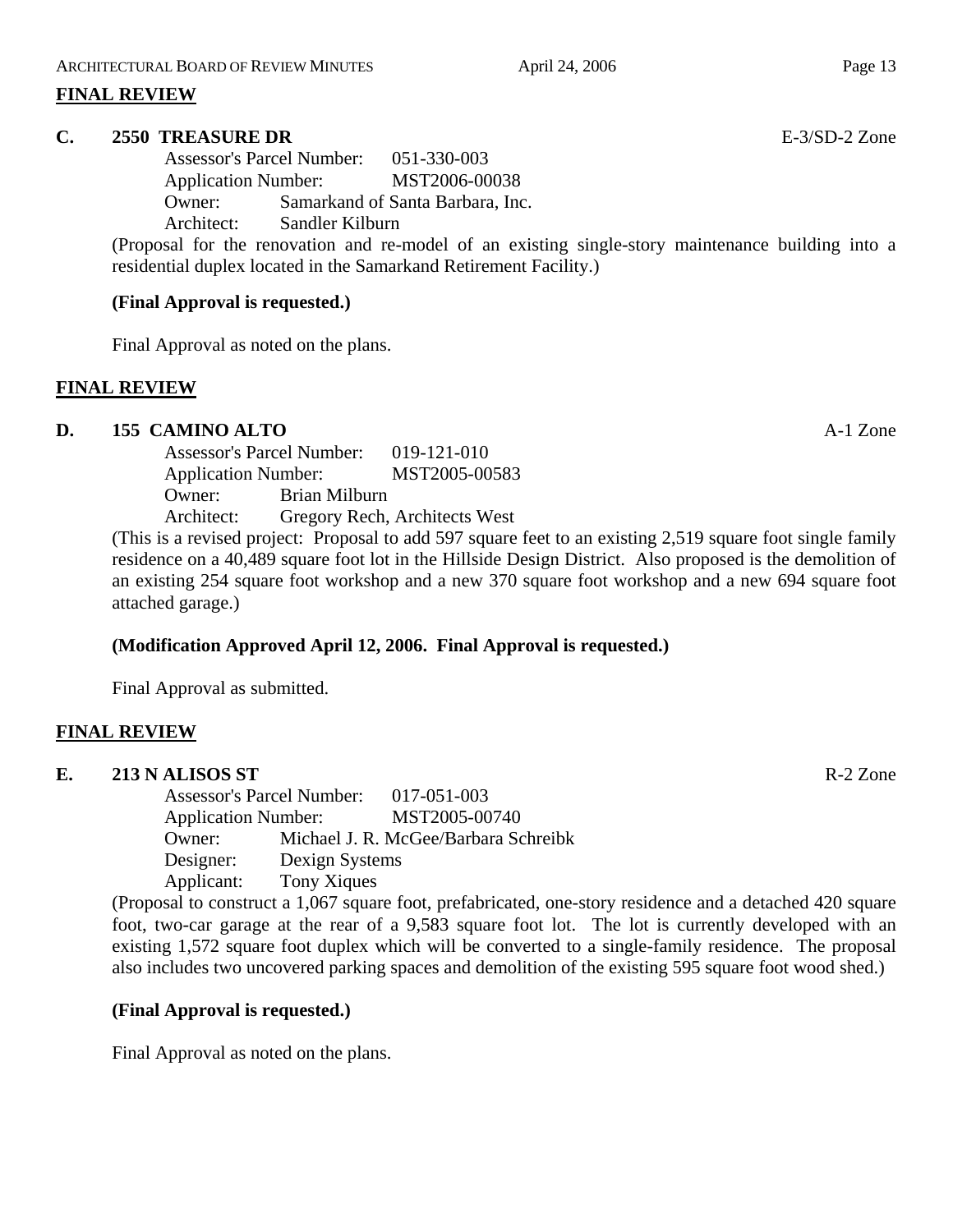## FINAL REVIEW

**C. 2550 TREASURE DR** E-3/SD-2 Zone

Assessor's Parcel Number: 051-330-003
Application Number: MST2006-00038
Owner: Samarkand of Santa Barbara, Inc.
Architect: Sandler Kilburn

(Proposal for the renovation and re-model of an existing single-story maintenance building into a residential duplex located in the Samarkand Retirement Facility.)

**(Final Approval is requested.)**

Final Approval as noted on the plans.

## FINAL REVIEW

**D. 155 CAMINO ALTO** A-1 Zone

Assessor's Parcel Number: 019-121-010
Application Number: MST2005-00583
Owner: Brian Milburn
Architect: Gregory Rech, Architects West

(This is a revised project: Proposal to add 597 square feet to an existing 2,519 square foot single family residence on a 40,489 square foot lot in the Hillside Design District. Also proposed is the demolition of an existing 254 square foot workshop and a new 370 square foot workshop and a new 694 square foot attached garage.)

**(Modification Approved April 12, 2006. Final Approval is requested.)**

Final Approval as submitted.

## FINAL REVIEW

**E. 213 N ALISOS ST** R-2 Zone

Assessor's Parcel Number: 017-051-003
Application Number: MST2005-00740
Owner: Michael J. R. McGee/Barbara Schreibk
Designer: Dexign Systems
Applicant: Tony Xiques

(Proposal to construct a 1,067 square foot, prefabricated, one-story residence and a detached 420 square foot, two-car garage at the rear of a 9,583 square foot lot. The lot is currently developed with an existing 1,572 square foot duplex which will be converted to a single-family residence. The proposal also includes two uncovered parking spaces and demolition of the existing 595 square foot wood shed.)

**(Final Approval is requested.)**

Final Approval as noted on the plans.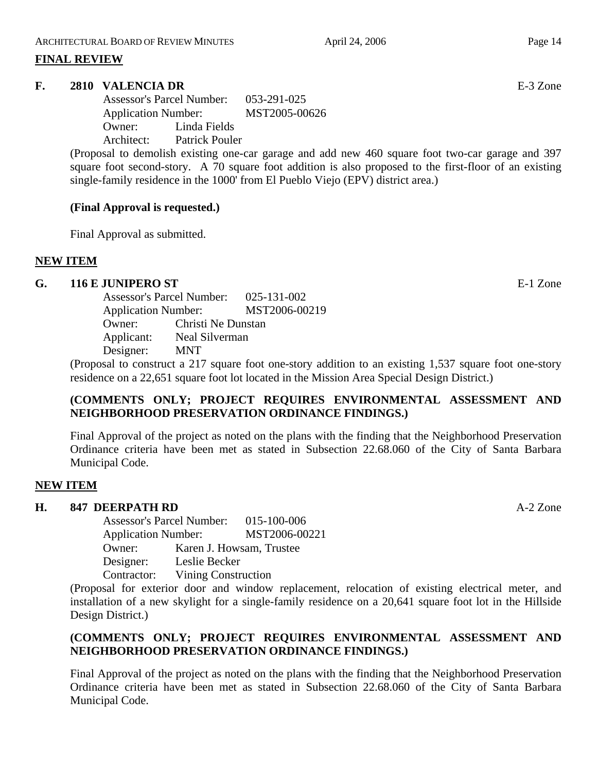## FINAL REVIEW

### F. 2810 VALENCIA DR — E-3 Zone

Assessor's Parcel Number: 053-291-025
Application Number: MST2005-00626
Owner: Linda Fields
Architect: Patrick Pouler

(Proposal to demolish existing one-car garage and add new 460 square foot two-car garage and 397 square foot second-story. A 70 square foot addition is also proposed to the first-floor of an existing single-family residence in the 1000' from El Pueblo Viejo (EPV) district area.)

**(Final Approval is requested.)**

Final Approval as submitted.

## NEW ITEM

### G. 116 E JUNIPERO ST — E-1 Zone

Assessor's Parcel Number: 025-131-002
Application Number: MST2006-00219
Owner: Christi Ne Dunstan
Applicant: Neal Silverman
Designer: MNT

(Proposal to construct a 217 square foot one-story addition to an existing 1,537 square foot one-story residence on a 22,651 square foot lot located in the Mission Area Special Design District.)

**(COMMENTS ONLY; PROJECT REQUIRES ENVIRONMENTAL ASSESSMENT AND NEIGHBORHOOD PRESERVATION ORDINANCE FINDINGS.)**

Final Approval of the project as noted on the plans with the finding that the Neighborhood Preservation Ordinance criteria have been met as stated in Subsection 22.68.060 of the City of Santa Barbara Municipal Code.

## NEW ITEM

### H. 847 DEERPATH RD — A-2 Zone

Assessor's Parcel Number: 015-100-006
Application Number: MST2006-00221
Owner: Karen J. Howsam, Trustee
Designer: Leslie Becker
Contractor: Vining Construction

(Proposal for exterior door and window replacement, relocation of existing electrical meter, and installation of a new skylight for a single-family residence on a 20,641 square foot lot in the Hillside Design District.)

**(COMMENTS ONLY; PROJECT REQUIRES ENVIRONMENTAL ASSESSMENT AND NEIGHBORHOOD PRESERVATION ORDINANCE FINDINGS.)**

Final Approval of the project as noted on the plans with the finding that the Neighborhood Preservation Ordinance criteria have been met as stated in Subsection 22.68.060 of the City of Santa Barbara Municipal Code.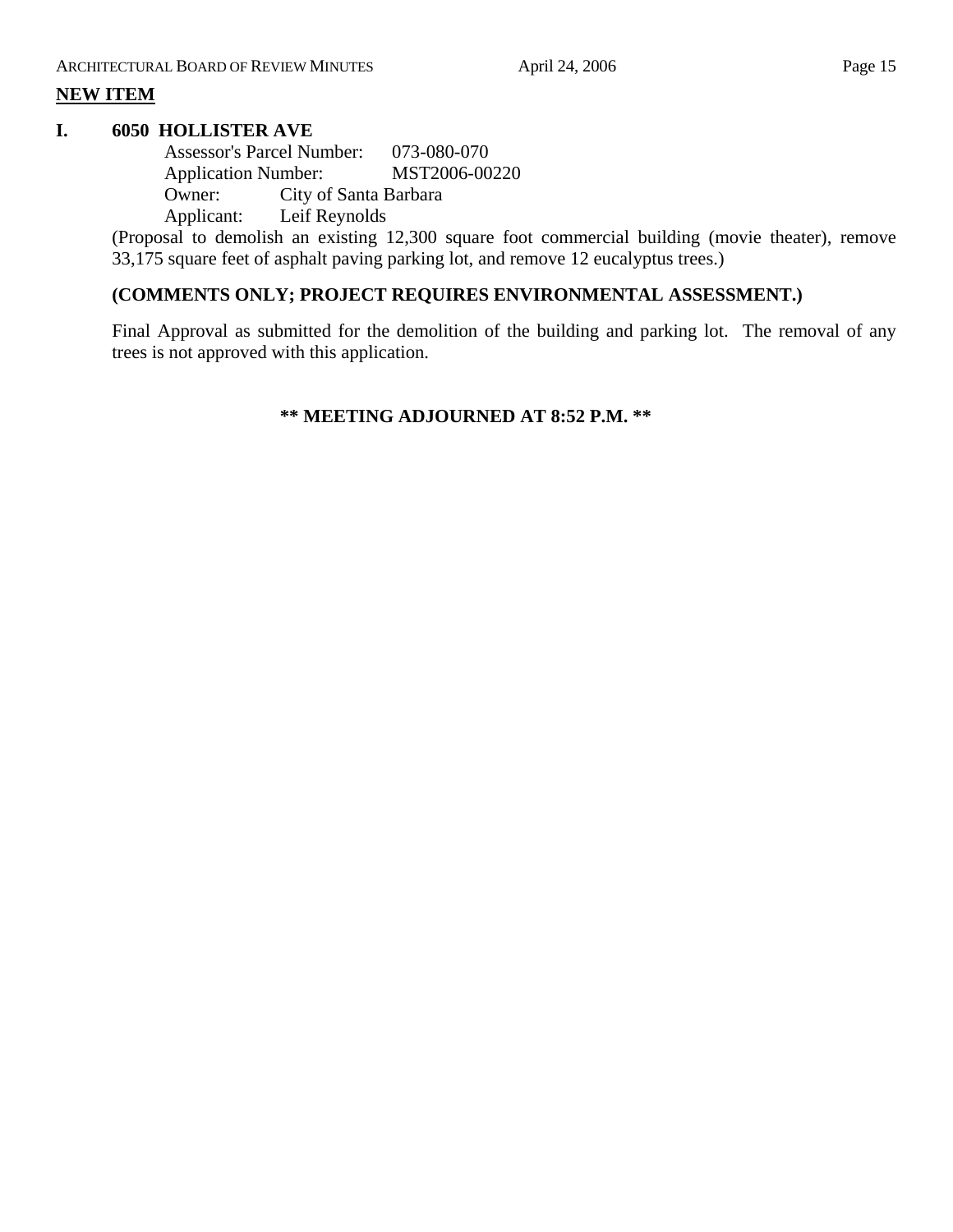## NEW ITEM

**I. 6050 HOLLISTER AVE**

Assessor's Parcel Number: 073-080-070
Application Number: MST2006-00220
Owner: City of Santa Barbara
Applicant: Leif Reynolds

(Proposal to demolish an existing 12,300 square foot commercial building (movie theater), remove 33,175 square feet of asphalt paving parking lot, and remove 12 eucalyptus trees.)

**(COMMENTS ONLY; PROJECT REQUIRES ENVIRONMENTAL ASSESSMENT.)**

Final Approval as submitted for the demolition of the building and parking lot. The removal of any trees is not approved with this application.

**\*\* MEETING ADJOURNED AT 8:52 P.M. \*\***